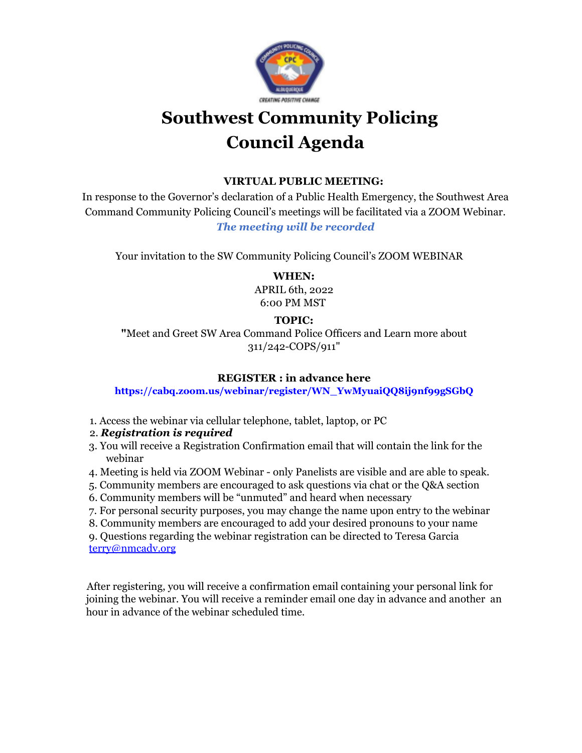# Southwest Community Policing Council Agenda

**VIRTUAL PUBLIC MEETING:**

In response to the Governor's declaration of a Public Health Emergency, the Southwest Area Command Community Policing Council's meetings will be facilitated via a ZOOM Webinar.

***The meeting will be recorded***

Your invitation to the SW Community Policing Council's ZOOM WEBINAR

**WHEN:**

APRIL 6th, 2022

6:00 PM MST

**TOPIC:**

**"**Meet and Greet SW Area Command Police Officers and Learn more about 311/242-COPS/911"

**REGISTER : in advance here**

**https://cabq.zoom.us/webinar/register/WN_YwMyuaiQQ8ij9nf99gSGbQ**

1. Access the webinar via cellular telephone, tablet, laptop, or PC
2. ***Registration is required***
3. You will receive a Registration Confirmation email that will contain the link for the webinar
4. Meeting is held via ZOOM Webinar - only Panelists are visible and are able to speak.
5. Community members are encouraged to ask questions via chat or the Q&A section
6. Community members will be "unmuted" and heard when necessary
7. For personal security purposes, you may change the name upon entry to the webinar
8. Community members are encouraged to add your desired pronouns to your name
9. Questions regarding the webinar registration can be directed to Teresa Garcia terry@nmcadv.org

After registering, you will receive a confirmation email containing your personal link for joining the webinar. You will receive a reminder email one day in advance and another an hour in advance of the webinar scheduled time.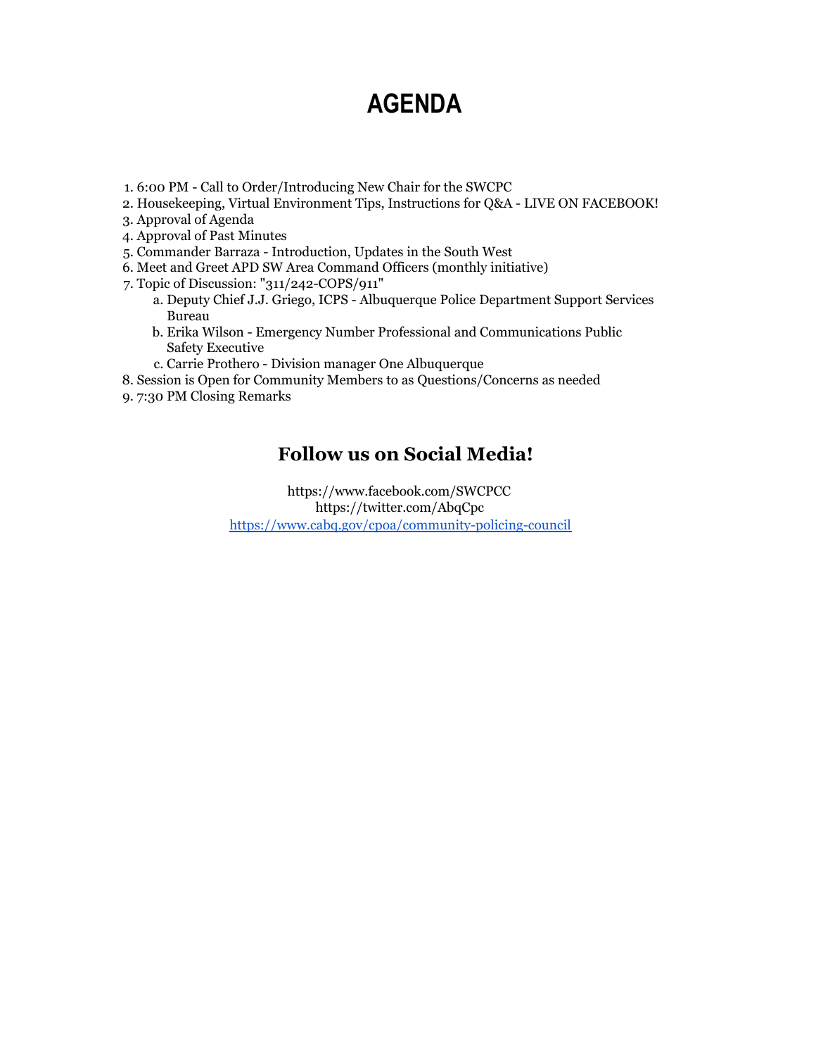# AGENDA

1. 6:00 PM - Call to Order/Introducing New Chair for the SWCPC
2. Housekeeping, Virtual Environment Tips, Instructions for Q&A - LIVE ON FACEBOOK!
3. Approval of Agenda
4. Approval of Past Minutes
5. Commander Barraza - Introduction, Updates in the South West
6. Meet and Greet APD SW Area Command Officers (monthly initiative)
7. Topic of Discussion: "311/242-COPS/911"
   a. Deputy Chief J.J. Griego, ICPS - Albuquerque Police Department Support Services Bureau
   b. Erika Wilson - Emergency Number Professional and Communications Public Safety Executive
   c. Carrie Prothero - Division manager One Albuquerque
8. Session is Open for Community Members to as Questions/Concerns as needed
9. 7:30 PM Closing Remarks

## Follow us on Social Media!

https://www.facebook.com/SWCPCC
https://twitter.com/AbqCpc
https://www.cabq.gov/cpoa/community-policing-council